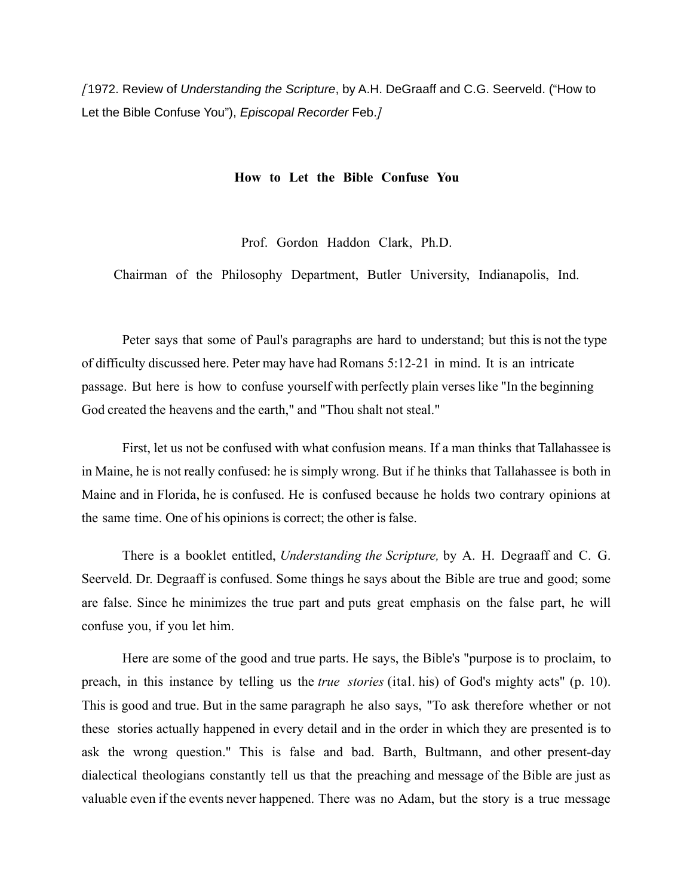*[1972. Review of *Understanding the Scripture*, by A.H. DeGraaff and C.G. Seerveld. ("How to Let the Bible Confuse You"), *Episcopal Recorder* Feb.]*

# How to Let the Bible Confuse You

Prof. Gordon Haddon Clark, Ph.D.

Chairman of the Philosophy Department, Butler University, Indianapolis, Ind.

Peter says that some of Paul's paragraphs are hard to understand; but this is not the type of difficulty discussed here. Peter may have had Romans 5:12-21 in mind. It is an intricate passage. But here is how to confuse yourself with perfectly plain verses like "In the beginning God created the heavens and the earth," and "Thou shalt not steal."

First, let us not be confused with what confusion means. If a man thinks that Tallahassee is in Maine, he is not really confused: he is simply wrong. But if he thinks that Tallahassee is both in Maine and in Florida, he is confused. He is confused because he holds two contrary opinions at the same time. One of his opinions is correct; the other is false.

There is a booklet entitled, *Understanding the Scripture,* by A. H. Degraaff and C. G. Seerveld. Dr. Degraaff is confused. Some things he says about the Bible are true and good; some are false. Since he minimizes the true part and puts great emphasis on the false part, he will confuse you, if you let him.

Here are some of the good and true parts. He says, the Bible's "purpose is to proclaim, to preach, in this instance by telling us the *true stories* (ital. his) of God's mighty acts" (p. 10). This is good and true. But in the same paragraph he also says, "To ask therefore whether or not these stories actually happened in every detail and in the order in which they are presented is to ask the wrong question." This is false and bad. Barth, Bultmann, and other present-day dialectical theologians constantly tell us that the preaching and message of the Bible are just as valuable even if the events never happened. There was no Adam, but the story is a true message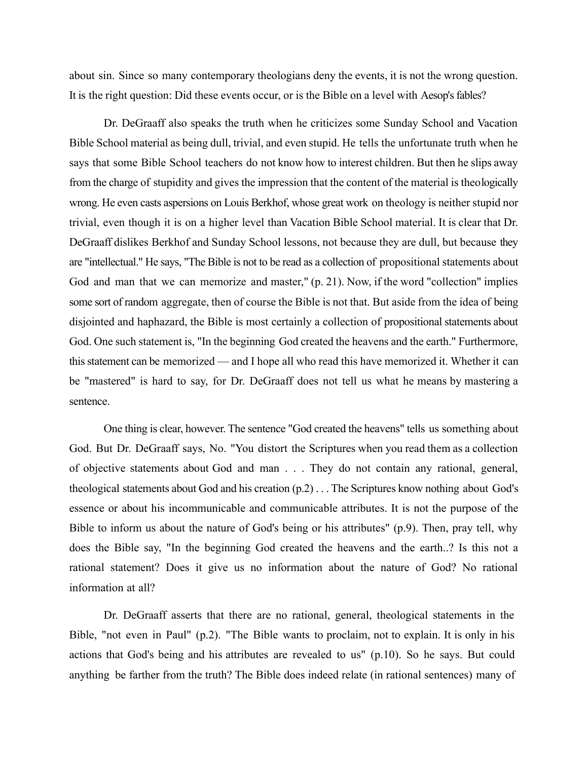about sin. Since so many contemporary theologians deny the events, it is not the wrong question. It is the right question: Did these events occur, or is the Bible on a level with Aesop's fables?

Dr. DeGraaff also speaks the truth when he criticizes some Sunday School and Vacation Bible School material as being dull, trivial, and even stupid. He tells the unfortunate truth when he says that some Bible School teachers do not know how to interest children. But then he slips away from the charge of stupidity and gives the impression that the content of the material is theologically wrong. He even casts aspersions on Louis Berkhof, whose great work on theology is neither stupid nor trivial, even though it is on a higher level than Vacation Bible School material. It is clear that Dr. DeGraaff dislikes Berkhof and Sunday School lessons, not because they are dull, but because they are "intellectual." He says, "The Bible is not to be read as a collection of propositional statements about God and man that we can memorize and master," (p. 21). Now, if the word "collection" implies some sort of random aggregate, then of course the Bible is not that. But aside from the idea of being disjointed and haphazard, the Bible is most certainly a collection of propositional statements about God. One such statement is, "In the beginning God created the heavens and the earth." Furthermore, this statement can be memorized — and I hope all who read this have memorized it. Whether it can be "mastered" is hard to say, for Dr. DeGraaff does not tell us what he means by mastering a sentence.

One thing is clear, however. The sentence "God created the heavens" tells us something about God. But Dr. DeGraaff says, No. "You distort the Scriptures when you read them as a collection of objective statements about God and man . . . They do not contain any rational, general, theological statements about God and his creation (p.2) . . . The Scriptures know nothing about God's essence or about his incommunicable and communicable attributes. It is not the purpose of the Bible to inform us about the nature of God's being or his attributes" (p.9). Then, pray tell, why does the Bible say, "In the beginning God created the heavens and the earth..? Is this not a rational statement? Does it give us no information about the nature of God? No rational information at all?

Dr. DeGraaff asserts that there are no rational, general, theological statements in the Bible, "not even in Paul" (p.2). "The Bible wants to proclaim, not to explain. It is only in his actions that God's being and his attributes are revealed to us" (p.10). So he says. But could anything be farther from the truth? The Bible does indeed relate (in rational sentences) many of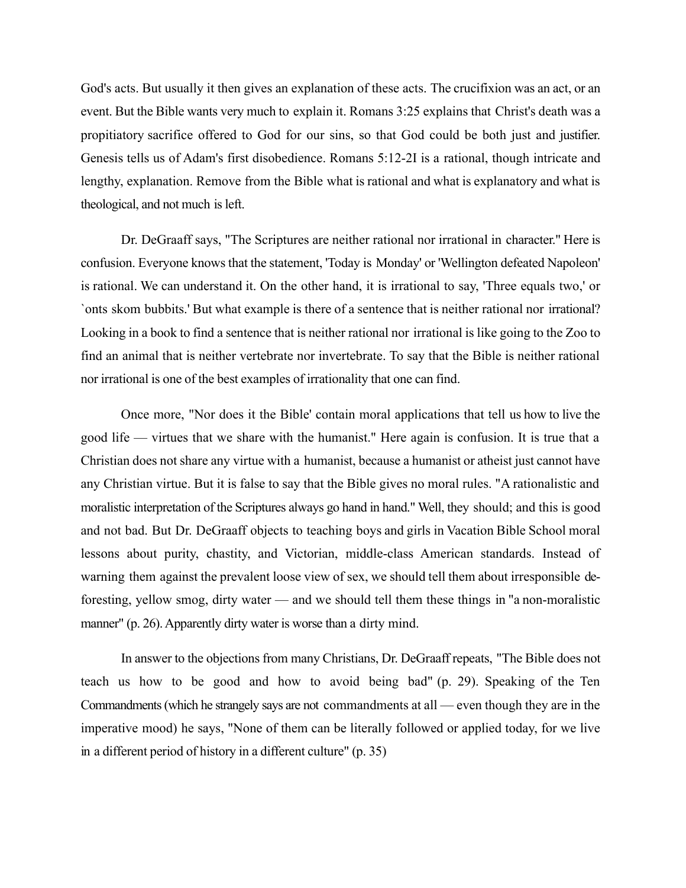God's acts. But usually it then gives an explanation of these acts. The crucifixion was an act, or an event. But the Bible wants very much to explain it. Romans 3:25 explains that Christ's death was a propitiatory sacrifice offered to God for our sins, so that God could be both just and justifier. Genesis tells us of Adam's first disobedience. Romans 5:12-2I is a rational, though intricate and lengthy, explanation. Remove from the Bible what is rational and what is explanatory and what is theological, and not much is left.

Dr. DeGraaff says, "The Scriptures are neither rational nor irrational in character." Here is confusion. Everyone knows that the statement, 'Today is Monday' or 'Wellington defeated Napoleon' is rational. We can understand it. On the other hand, it is irrational to say, 'Three equals two,' or `onts skom bubbits.' But what example is there of a sentence that is neither rational nor irrational? Looking in a book to find a sentence that is neither rational nor irrational is like going to the Zoo to find an animal that is neither vertebrate nor invertebrate. To say that the Bible is neither rational nor irrational is one of the best examples of irrationality that one can find.

Once more, "Nor does it the Bible' contain moral applications that tell us how to live the good life — virtues that we share with the humanist." Here again is confusion. It is true that a Christian does not share any virtue with a humanist, because a humanist or atheist just cannot have any Christian virtue. But it is false to say that the Bible gives no moral rules. "A rationalistic and moralistic interpretation of the Scriptures always go hand in hand." Well, they should; and this is good and not bad. But Dr. DeGraaff objects to teaching boys and girls in Vacation Bible School moral lessons about purity, chastity, and Victorian, middle-class American standards. Instead of warning them against the prevalent loose view of sex, we should tell them about irresponsible de-foresting, yellow smog, dirty water — and we should tell them these things in "a non-moralistic manner" (p. 26). Apparently dirty water is worse than a dirty mind.

In answer to the objections from many Christians, Dr. DeGraaff repeats, "The Bible does not teach us how to be good and how to avoid being bad" (p. 29). Speaking of the Ten Commandments (which he strangely says are not commandments at all — even though they are in the imperative mood) he says, "None of them can be literally followed or applied today, for we live in a different period of history in a different culture" (p. 35)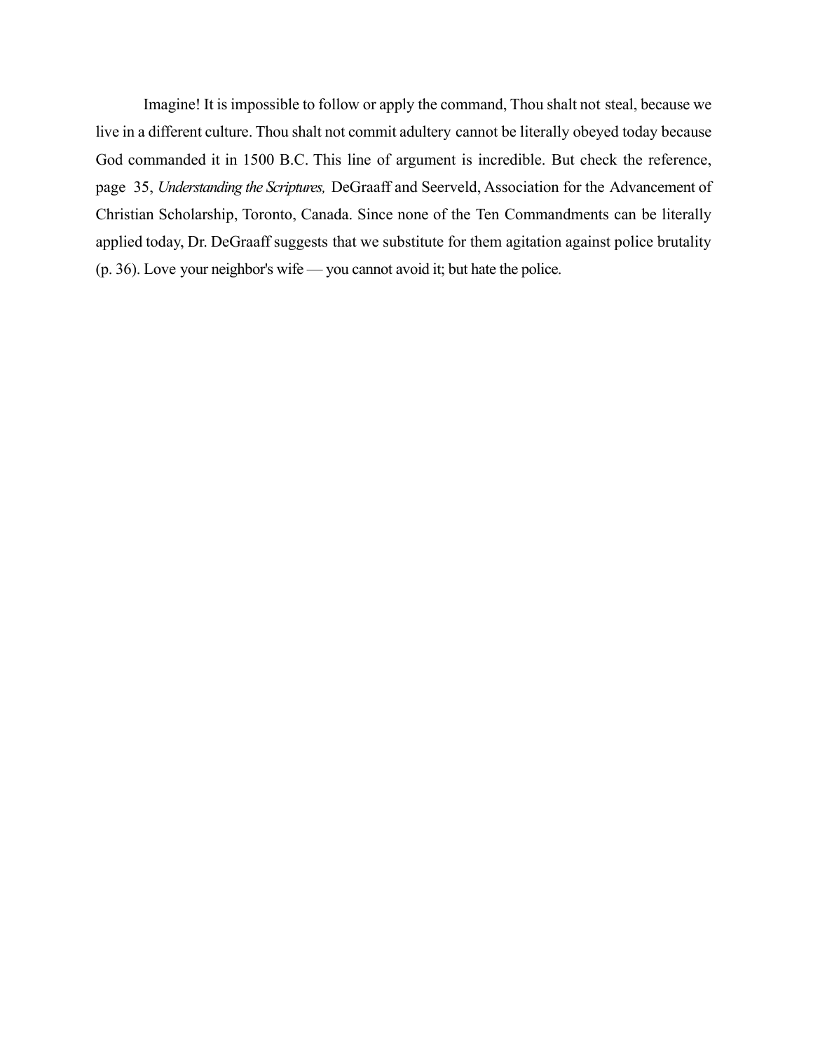Imagine! It is impossible to follow or apply the command, Thou shalt not steal, because we live in a different culture. Thou shalt not commit adultery cannot be literally obeyed today because God commanded it in 1500 B.C. This line of argument is incredible. But check the reference, page 35, *Understanding the Scriptures,* DeGraaff and Seerveld, Association for the Advancement of Christian Scholarship, Toronto, Canada. Since none of the Ten Commandments can be literally applied today, Dr. DeGraaff suggests that we substitute for them agitation against police brutality (p. 36). Love your neighbor's wife — you cannot avoid it; but hate the police.